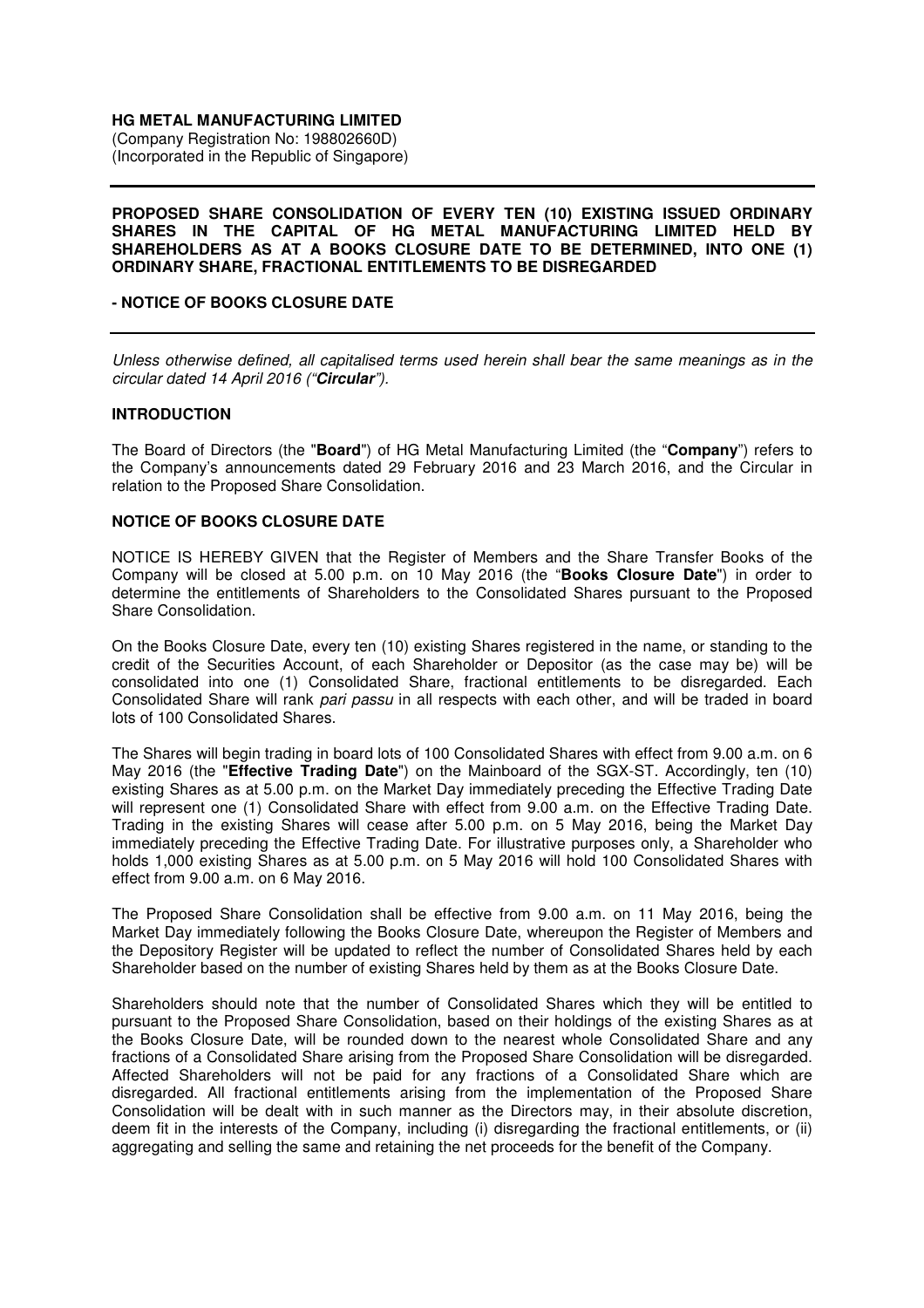**HG METAL MANUFACTURING LIMITED**
(Company Registration No: 198802660D)
(Incorporated in the Republic of Singapore)

---

**PROPOSED SHARE CONSOLIDATION OF EVERY TEN (10) EXISTING ISSUED ORDINARY SHARES IN THE CAPITAL OF HG METAL MANUFACTURING LIMITED HELD BY SHAREHOLDERS AS AT A BOOKS CLOSURE DATE TO BE DETERMINED, INTO ONE (1) ORDINARY SHARE, FRACTIONAL ENTITLEMENTS TO BE DISREGARDED**

**- NOTICE OF BOOKS CLOSURE DATE**

---

*Unless otherwise defined, all capitalised terms used herein shall bear the same meanings as in the circular dated 14 April 2016 ("**Circular**").*

**INTRODUCTION**

The Board of Directors (the "**Board**") of HG Metal Manufacturing Limited (the "**Company**") refers to the Company's announcements dated 29 February 2016 and 23 March 2016, and the Circular in relation to the Proposed Share Consolidation.

**NOTICE OF BOOKS CLOSURE DATE**

NOTICE IS HEREBY GIVEN that the Register of Members and the Share Transfer Books of the Company will be closed at 5.00 p.m. on 10 May 2016 (the "**Books Closure Date**") in order to determine the entitlements of Shareholders to the Consolidated Shares pursuant to the Proposed Share Consolidation.

On the Books Closure Date, every ten (10) existing Shares registered in the name, or standing to the credit of the Securities Account, of each Shareholder or Depositor (as the case may be) will be consolidated into one (1) Consolidated Share, fractional entitlements to be disregarded. Each Consolidated Share will rank *pari passu* in all respects with each other, and will be traded in board lots of 100 Consolidated Shares.

The Shares will begin trading in board lots of 100 Consolidated Shares with effect from 9.00 a.m. on 6 May 2016 (the "**Effective Trading Date**") on the Mainboard of the SGX-ST. Accordingly, ten (10) existing Shares as at 5.00 p.m. on the Market Day immediately preceding the Effective Trading Date will represent one (1) Consolidated Share with effect from 9.00 a.m. on the Effective Trading Date. Trading in the existing Shares will cease after 5.00 p.m. on 5 May 2016, being the Market Day immediately preceding the Effective Trading Date. For illustrative purposes only, a Shareholder who holds 1,000 existing Shares as at 5.00 p.m. on 5 May 2016 will hold 100 Consolidated Shares with effect from 9.00 a.m. on 6 May 2016.

The Proposed Share Consolidation shall be effective from 9.00 a.m. on 11 May 2016, being the Market Day immediately following the Books Closure Date, whereupon the Register of Members and the Depository Register will be updated to reflect the number of Consolidated Shares held by each Shareholder based on the number of existing Shares held by them as at the Books Closure Date.

Shareholders should note that the number of Consolidated Shares which they will be entitled to pursuant to the Proposed Share Consolidation, based on their holdings of the existing Shares as at the Books Closure Date, will be rounded down to the nearest whole Consolidated Share and any fractions of a Consolidated Share arising from the Proposed Share Consolidation will be disregarded. Affected Shareholders will not be paid for any fractions of a Consolidated Share which are disregarded. All fractional entitlements arising from the implementation of the Proposed Share Consolidation will be dealt with in such manner as the Directors may, in their absolute discretion, deem fit in the interests of the Company, including (i) disregarding the fractional entitlements, or (ii) aggregating and selling the same and retaining the net proceeds for the benefit of the Company.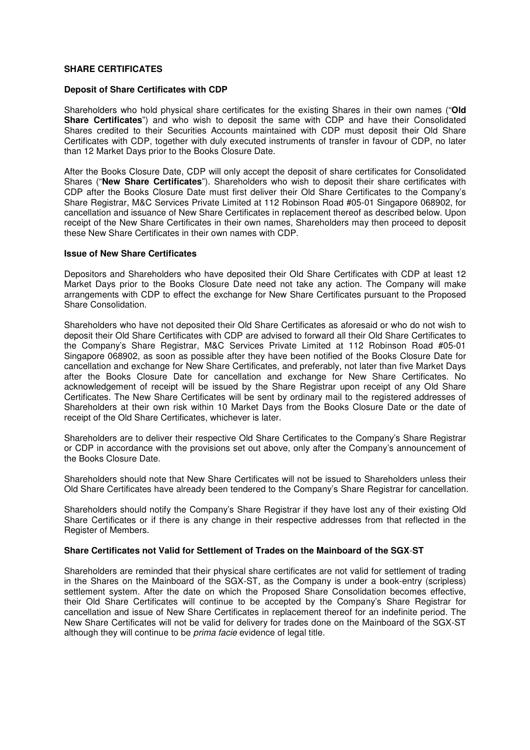## SHARE CERTIFICATES

### Deposit of Share Certificates with CDP

Shareholders who hold physical share certificates for the existing Shares in their own names ("**Old Share Certificates**") and who wish to deposit the same with CDP and have their Consolidated Shares credited to their Securities Accounts maintained with CDP must deposit their Old Share Certificates with CDP, together with duly executed instruments of transfer in favour of CDP, no later than 12 Market Days prior to the Books Closure Date.

After the Books Closure Date, CDP will only accept the deposit of share certificates for Consolidated Shares ("**New Share Certificates**"). Shareholders who wish to deposit their share certificates with CDP after the Books Closure Date must first deliver their Old Share Certificates to the Company's Share Registrar, M&C Services Private Limited at 112 Robinson Road #05-01 Singapore 068902, for cancellation and issuance of New Share Certificates in replacement thereof as described below. Upon receipt of the New Share Certificates in their own names, Shareholders may then proceed to deposit these New Share Certificates in their own names with CDP.

### Issue of New Share Certificates

Depositors and Shareholders who have deposited their Old Share Certificates with CDP at least 12 Market Days prior to the Books Closure Date need not take any action. The Company will make arrangements with CDP to effect the exchange for New Share Certificates pursuant to the Proposed Share Consolidation.

Shareholders who have not deposited their Old Share Certificates as aforesaid or who do not wish to deposit their Old Share Certificates with CDP are advised to forward all their Old Share Certificates to the Company's Share Registrar, M&C Services Private Limited at 112 Robinson Road #05-01 Singapore 068902, as soon as possible after they have been notified of the Books Closure Date for cancellation and exchange for New Share Certificates, and preferably, not later than five Market Days after the Books Closure Date for cancellation and exchange for New Share Certificates. No acknowledgement of receipt will be issued by the Share Registrar upon receipt of any Old Share Certificates. The New Share Certificates will be sent by ordinary mail to the registered addresses of Shareholders at their own risk within 10 Market Days from the Books Closure Date or the date of receipt of the Old Share Certificates, whichever is later.

Shareholders are to deliver their respective Old Share Certificates to the Company's Share Registrar or CDP in accordance with the provisions set out above, only after the Company's announcement of the Books Closure Date.

Shareholders should note that New Share Certificates will not be issued to Shareholders unless their Old Share Certificates have already been tendered to the Company's Share Registrar for cancellation.

Shareholders should notify the Company's Share Registrar if they have lost any of their existing Old Share Certificates or if there is any change in their respective addresses from that reflected in the Register of Members.

### Share Certificates not Valid for Settlement of Trades on the Mainboard of the SGX-ST

Shareholders are reminded that their physical share certificates are not valid for settlement of trading in the Shares on the Mainboard of the SGX-ST, as the Company is under a book-entry (scripless) settlement system. After the date on which the Proposed Share Consolidation becomes effective, their Old Share Certificates will continue to be accepted by the Company's Share Registrar for cancellation and issue of New Share Certificates in replacement thereof for an indefinite period. The New Share Certificates will not be valid for delivery for trades done on the Mainboard of the SGX-ST although they will continue to be *prima facie* evidence of legal title.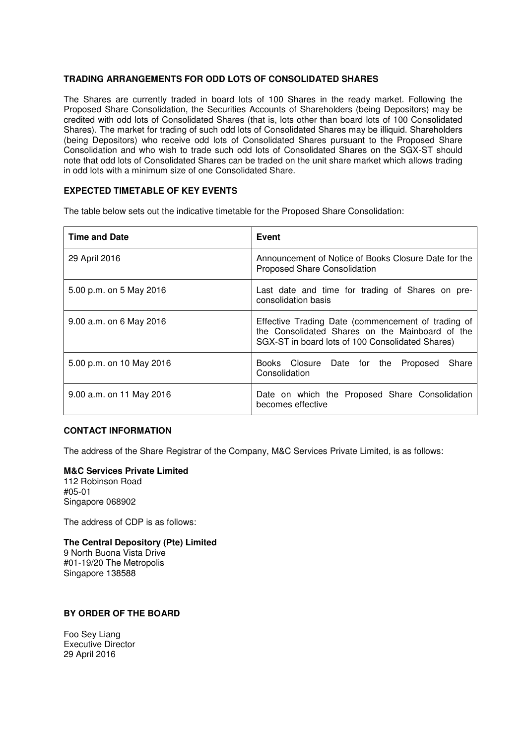**TRADING ARRANGEMENTS FOR ODD LOTS OF CONSOLIDATED SHARES**

The Shares are currently traded in board lots of 100 Shares in the ready market. Following the Proposed Share Consolidation, the Securities Accounts of Shareholders (being Depositors) may be credited with odd lots of Consolidated Shares (that is, lots other than board lots of 100 Consolidated Shares). The market for trading of such odd lots of Consolidated Shares may be illiquid. Shareholders (being Depositors) who receive odd lots of Consolidated Shares pursuant to the Proposed Share Consolidation and who wish to trade such odd lots of Consolidated Shares on the SGX-ST should note that odd lots of Consolidated Shares can be traded on the unit share market which allows trading in odd lots with a minimum size of one Consolidated Share.

**EXPECTED TIMETABLE OF KEY EVENTS**

The table below sets out the indicative timetable for the Proposed Share Consolidation:

| Time and Date | Event |
|---|---|
| 29 April 2016 | Announcement of Notice of Books Closure Date for the Proposed Share Consolidation |
| 5.00 p.m. on 5 May 2016 | Last date and time for trading of Shares on pre-consolidation basis |
| 9.00 a.m. on 6 May 2016 | Effective Trading Date (commencement of trading of the Consolidated Shares on the Mainboard of the SGX-ST in board lots of 100 Consolidated Shares) |
| 5.00 p.m. on 10 May 2016 | Books Closure Date for the Proposed Share Consolidation |
| 9.00 a.m. on 11 May 2016 | Date on which the Proposed Share Consolidation becomes effective |

**CONTACT INFORMATION**

The address of the Share Registrar of the Company, M&C Services Private Limited, is as follows:

**M&C Services Private Limited**
112 Robinson Road
#05-01
Singapore 068902

The address of CDP is as follows:

**The Central Depository (Pte) Limited**
9 North Buona Vista Drive
#01-19/20 The Metropolis
Singapore 138588

**BY ORDER OF THE BOARD**

Foo Sey Liang
Executive Director
29 April 2016